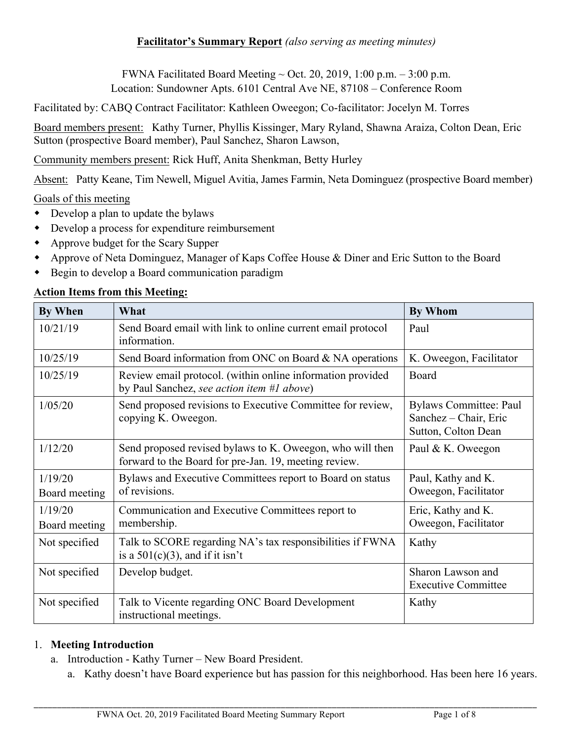**Facilitator's Summary Report** *(also serving as meeting minutes)*

FWNA Facilitated Board Meeting ~ Oct. 20, 2019, 1:00 p.m. – 3:00 p.m.
Location: Sundowner Apts. 6101 Central Ave NE, 87108 – Conference Room

Facilitated by: CABQ Contract Facilitator: Kathleen Oweegon; Co-facilitator: Jocelyn M. Torres

Board members present: Kathy Turner, Phyllis Kissinger, Mary Ryland, Shawna Araiza, Colton Dean, Eric Sutton (prospective Board member), Paul Sanchez, Sharon Lawson,

Community members present: Rick Huff, Anita Shenkman, Betty Hurley

Absent: Patty Keane, Tim Newell, Miguel Avitia, James Farmin, Neta Dominguez (prospective Board member)

Goals of this meeting

- Develop a plan to update the bylaws
- Develop a process for expenditure reimbursement
- Approve budget for the Scary Supper
- Approve of Neta Dominguez, Manager of Kaps Coffee House & Diner and Eric Sutton to the Board
- Begin to develop a Board communication paradigm

**Action Items from this Meeting:**

| By When | What | By Whom |
|---|---|---|
| 10/21/19 | Send Board email with link to online current email protocol information. | Paul |
| 10/25/19 | Send Board information from ONC on Board & NA operations | K. Oweegon, Facilitator |
| 10/25/19 | Review email protocol. (within online information provided by Paul Sanchez, *see action item #1 above*) | Board |
| 1/05/20 | Send proposed revisions to Executive Committee for review, copying K. Oweegon. | Bylaws Committee: Paul Sanchez – Chair, Eric Sutton, Colton Dean |
| 1/12/20 | Send proposed revised bylaws to K. Oweegon, who will then forward to the Board for pre-Jan. 19, meeting review. | Paul & K. Oweegon |
| 1/19/20 Board meeting | Bylaws and Executive Committees report to Board on status of revisions. | Paul, Kathy and K. Oweegon, Facilitator |
| 1/19/20 Board meeting | Communication and Executive Committees report to membership. | Eric, Kathy and K. Oweegon, Facilitator |
| Not specified | Talk to SCORE regarding NA's tax responsibilities if FWNA is a 501(c)(3), and if it isn't | Kathy |
| Not specified | Develop budget. | Sharon Lawson and Executive Committee |
| Not specified | Talk to Vicente regarding ONC Board Development instructional meetings. | Kathy |

1. **Meeting Introduction**
   a. Introduction - Kathy Turner – New Board President.
      a. Kathy doesn't have Board experience but has passion for this neighborhood. Has been here 16 years.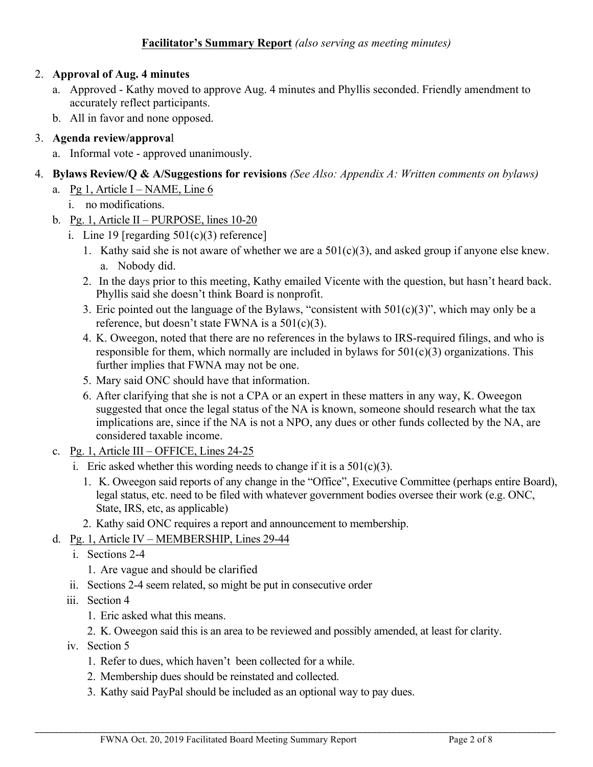**Facilitator's Summary Report** *(also serving as meeting minutes)*

2. **Approval of Aug. 4 minutes**
    a. Approved - Kathy moved to approve Aug. 4 minutes and Phyllis seconded. Friendly amendment to accurately reflect participants.
    b. All in favor and none opposed.
3. **Agenda review/approval**
    a. Informal vote - approved unanimously.
4. **Bylaws Review/Q & A/Suggestions for revisions** *(See Also: Appendix A: Written comments on bylaws)*
    a. Pg 1, Article I – NAME, Line 6
        i. no modifications.
    b. Pg. 1, Article II – PURPOSE, lines 10-20
        i. Line 19 [regarding 501(c)(3) reference]
            1. Kathy said she is not aware of whether we are a 501(c)(3), and asked group if anyone else knew.
                a. Nobody did.
            2. In the days prior to this meeting, Kathy emailed Vicente with the question, but hasn't heard back. Phyllis said she doesn't think Board is nonprofit.
            3. Eric pointed out the language of the Bylaws, "consistent with 501(c)(3)", which may only be a reference, but doesn't state FWNA is a 501(c)(3).
            4. K. Oweegon, noted that there are no references in the bylaws to IRS-required filings, and who is responsible for them, which normally are included in bylaws for 501(c)(3) organizations. This further implies that FWNA may not be one.
            5. Mary said ONC should have that information.
            6. After clarifying that she is not a CPA or an expert in these matters in any way, K. Oweegon suggested that once the legal status of the NA is known, someone should research what the tax implications are, since if the NA is not a NPO, any dues or other funds collected by the NA, are considered taxable income.
    c. Pg. 1, Article III – OFFICE, Lines 24-25
        i. Eric asked whether this wording needs to change if it is a 501(c)(3).
            1. K. Oweegon said reports of any change in the "Office", Executive Committee (perhaps entire Board), legal status, etc. need to be filed with whatever government bodies oversee their work (e.g. ONC, State, IRS, etc, as applicable)
            2. Kathy said ONC requires a report and announcement to membership.
    d. Pg. 1, Article IV – MEMBERSHIP, Lines 29-44
        i. Sections 2-4
            1. Are vague and should be clarified
        ii. Sections 2-4 seem related, so might be put in consecutive order
        iii. Section 4
            1. Eric asked what this means.
            2. K. Oweegon said this is an area to be reviewed and possibly amended, at least for clarity.
        iv. Section 5
            1. Refer to dues, which haven't been collected for a while.
            2. Membership dues should be reinstated and collected.
            3. Kathy said PayPal should be included as an optional way to pay dues.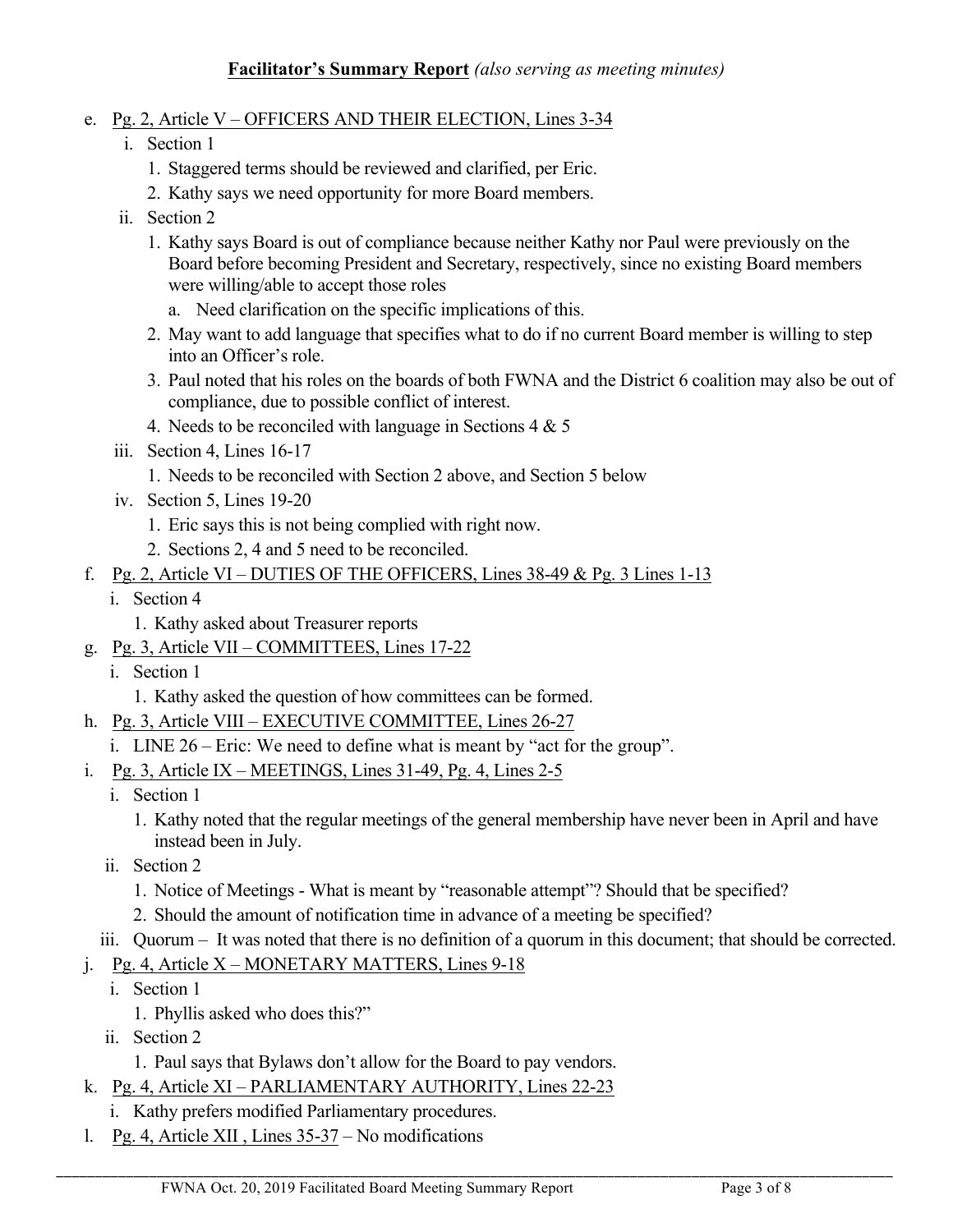**Facilitator's Summary Report** *(also serving as meeting minutes)*

e. <u>Pg. 2, Article V – OFFICERS AND THEIR ELECTION, Lines 3-34</u>
   i. Section 1
      1. Staggered terms should be reviewed and clarified, per Eric.
      2. Kathy says we need opportunity for more Board members.
   ii. Section 2
      1. Kathy says Board is out of compliance because neither Kathy nor Paul were previously on the Board before becoming President and Secretary, respectively, since no existing Board members were willing/able to accept those roles
         a. Need clarification on the specific implications of this.
      2. May want to add language that specifies what to do if no current Board member is willing to step into an Officer's role.
      3. Paul noted that his roles on the boards of both FWNA and the District 6 coalition may also be out of compliance, due to possible conflict of interest.
      4. Needs to be reconciled with language in Sections 4 & 5
   iii. Section 4, Lines 16-17
      1. Needs to be reconciled with Section 2 above, and Section 5 below
   iv. Section 5, Lines 19-20
      1. Eric says this is not being complied with right now.
      2. Sections 2, 4 and 5 need to be reconciled.

f. <u>Pg. 2, Article VI – DUTIES OF THE OFFICERS, Lines 38-49 & Pg. 3 Lines 1-13</u>
   i. Section 4
      1. Kathy asked about Treasurer reports

g. <u>Pg. 3, Article VII – COMMITTEES, Lines 17-22</u>
   i. Section 1
      1. Kathy asked the question of how committees can be formed.

h. <u>Pg. 3, Article VIII – EXECUTIVE COMMITTEE, Lines 26-27</u>
   i. LINE 26 – Eric: We need to define what is meant by "act for the group".

i. <u>Pg. 3, Article IX – MEETINGS, Lines 31-49, Pg. 4, Lines 2-5</u>
   i. Section 1
      1. Kathy noted that the regular meetings of the general membership have never been in April and have instead been in July.
   ii. Section 2
      1. Notice of Meetings - What is meant by "reasonable attempt"? Should that be specified?
      2. Should the amount of notification time in advance of a meeting be specified?
   iii. Quorum – It was noted that there is no definition of a quorum in this document; that should be corrected.

j. <u>Pg. 4, Article X – MONETARY MATTERS, Lines 9-18</u>
   i. Section 1
      1. Phyllis asked who does this?"
   ii. Section 2
      1. Paul says that Bylaws don't allow for the Board to pay vendors.

k. <u>Pg. 4, Article XI – PARLIAMENTARY AUTHORITY, Lines 22-23</u>
   i. Kathy prefers modified Parliamentary procedures.

l. <u>Pg. 4, Article XII , Lines 35-37</u> – No modifications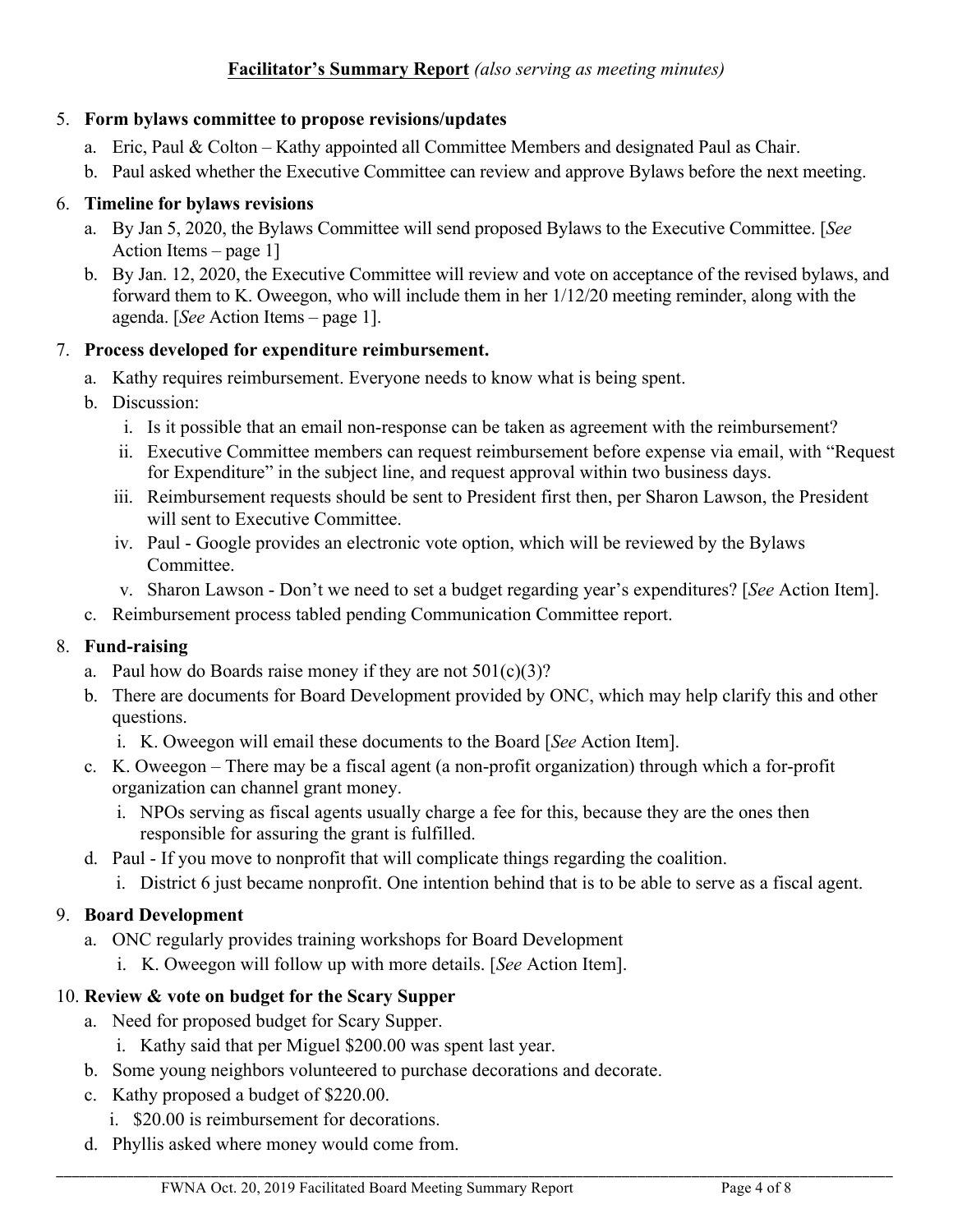**Facilitator's Summary Report** *(also serving as meeting minutes)*

5. **Form bylaws committee to propose revisions/updates**
   a. Eric, Paul & Colton – Kathy appointed all Committee Members and designated Paul as Chair.
   b. Paul asked whether the Executive Committee can review and approve Bylaws before the next meeting.

6. **Timeline for bylaws revisions**
   a. By Jan 5, 2020, the Bylaws Committee will send proposed Bylaws to the Executive Committee. [*See* Action Items – page 1]
   b. By Jan. 12, 2020, the Executive Committee will review and vote on acceptance of the revised bylaws, and forward them to K. Oweegon, who will include them in her 1/12/20 meeting reminder, along with the agenda. [*See* Action Items – page 1].

7. **Process developed for expenditure reimbursement.**
   a. Kathy requires reimbursement. Everyone needs to know what is being spent.
   b. Discussion:
      i. Is it possible that an email non-response can be taken as agreement with the reimbursement?
      ii. Executive Committee members can request reimbursement before expense via email, with "Request for Expenditure" in the subject line, and request approval within two business days.
      iii. Reimbursement requests should be sent to President first then, per Sharon Lawson, the President will sent to Executive Committee.
      iv. Paul - Google provides an electronic vote option, which will be reviewed by the Bylaws Committee.
      v. Sharon Lawson - Don't we need to set a budget regarding year's expenditures? [*See* Action Item].
   c. Reimbursement process tabled pending Communication Committee report.

8. **Fund-raising**
   a. Paul how do Boards raise money if they are not 501(c)(3)?
   b. There are documents for Board Development provided by ONC, which may help clarify this and other questions.
      i. K. Oweegon will email these documents to the Board [*See* Action Item].
   c. K. Oweegon – There may be a fiscal agent (a non-profit organization) through which a for-profit organization can channel grant money.
      i. NPOs serving as fiscal agents usually charge a fee for this, because they are the ones then responsible for assuring the grant is fulfilled.
   d. Paul - If you move to nonprofit that will complicate things regarding the coalition.
      i. District 6 just became nonprofit. One intention behind that is to be able to serve as a fiscal agent.

9. **Board Development**
   a. ONC regularly provides training workshops for Board Development
      i. K. Oweegon will follow up with more details. [*See* Action Item].

10. **Review & vote on budget for the Scary Supper**
    a. Need for proposed budget for Scary Supper.
       i. Kathy said that per Miguel $200.00 was spent last year.
    b. Some young neighbors volunteered to purchase decorations and decorate.
    c. Kathy proposed a budget of $220.00.
       i. $20.00 is reimbursement for decorations.
    d. Phyllis asked where money would come from.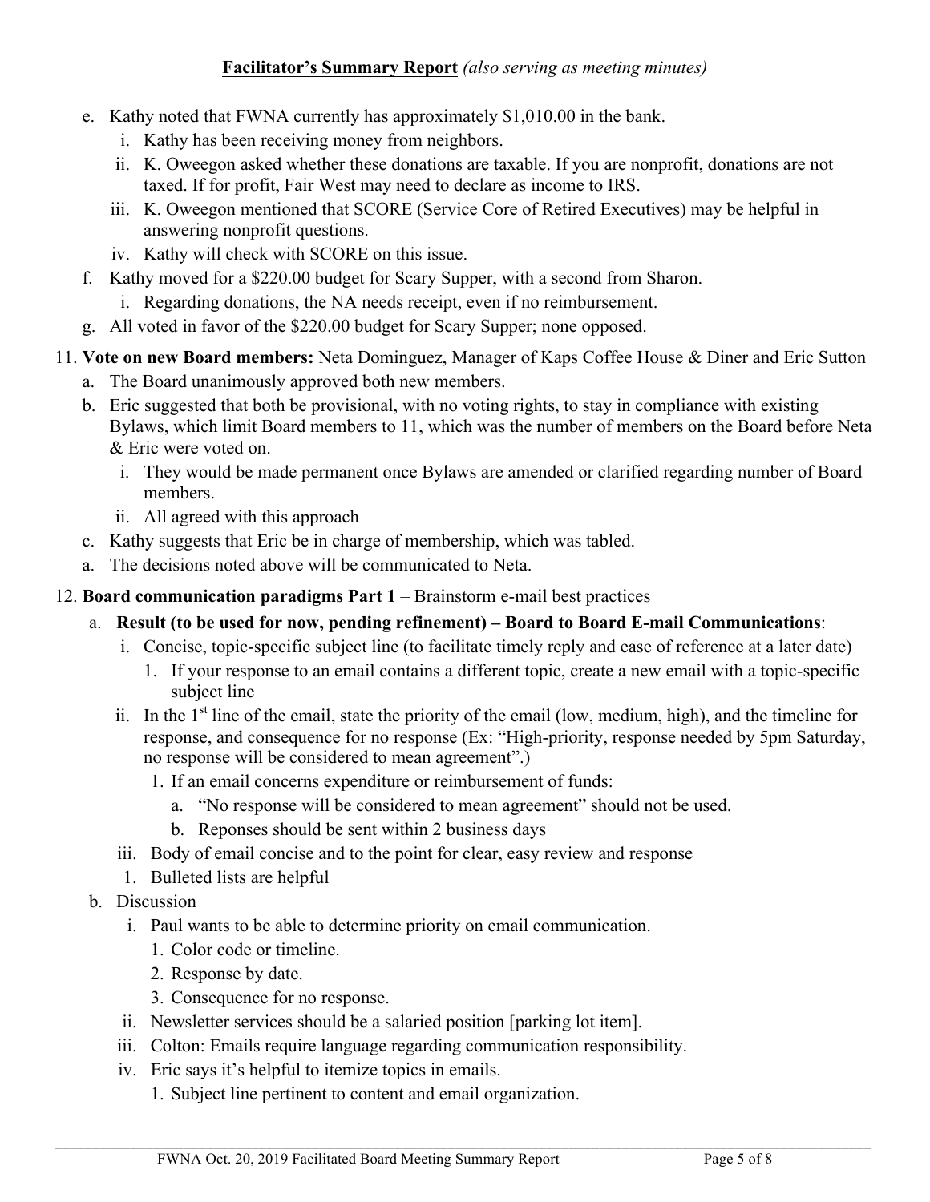**Facilitator's Summary Report** *(also serving as meeting minutes)*

- e. Kathy noted that FWNA currently has approximately $1,010.00 in the bank.
  - i. Kathy has been receiving money from neighbors.
  - ii. K. Oweegon asked whether these donations are taxable. If you are nonprofit, donations are not taxed. If for profit, Fair West may need to declare as income to IRS.
  - iii. K. Oweegon mentioned that SCORE (Service Core of Retired Executives) may be helpful in answering nonprofit questions.
  - iv. Kathy will check with SCORE on this issue.
- f. Kathy moved for a $220.00 budget for Scary Supper, with a second from Sharon.
  - i. Regarding donations, the NA needs receipt, even if no reimbursement.
- g. All voted in favor of the $220.00 budget for Scary Supper; none opposed.

11. **Vote on new Board members:** Neta Dominguez, Manager of Kaps Coffee House & Diner and Eric Sutton
    - a. The Board unanimously approved both new members.
    - b. Eric suggested that both be provisional, with no voting rights, to stay in compliance with existing Bylaws, which limit Board members to 11, which was the number of members on the Board before Neta & Eric were voted on.
      - i. They would be made permanent once Bylaws are amended or clarified regarding number of Board members.
      - ii. All agreed with this approach
    - c. Kathy suggests that Eric be in charge of membership, which was tabled.
    - a. The decisions noted above will be communicated to Neta.
12. **Board communication paradigms Part 1** – Brainstorm e-mail best practices
    - a. **Result (to be used for now, pending refinement) – Board to Board E-mail Communications**:
      - i. Concise, topic-specific subject line (to facilitate timely reply and ease of reference at a later date)
        1. If your response to an email contains a different topic, create a new email with a topic-specific subject line
      - ii. In the 1st line of the email, state the priority of the email (low, medium, high), and the timeline for response, and consequence for no response (Ex: "High-priority, response needed by 5pm Saturday, no response will be considered to mean agreement".)
        1. If an email concerns expenditure or reimbursement of funds:
           - a. "No response will be considered to mean agreement" should not be used.
           - b. Reponses should be sent within 2 business days
      - iii. Body of email concise and to the point for clear, easy review and response
        1. Bulleted lists are helpful
    - b. Discussion
      - i. Paul wants to be able to determine priority on email communication.
        1. Color code or timeline.
        2. Response by date.
        3. Consequence for no response.
      - ii. Newsletter services should be a salaried position [parking lot item].
      - iii. Colton: Emails require language regarding communication responsibility.
      - iv. Eric says it's helpful to itemize topics in emails.
        1. Subject line pertinent to content and email organization.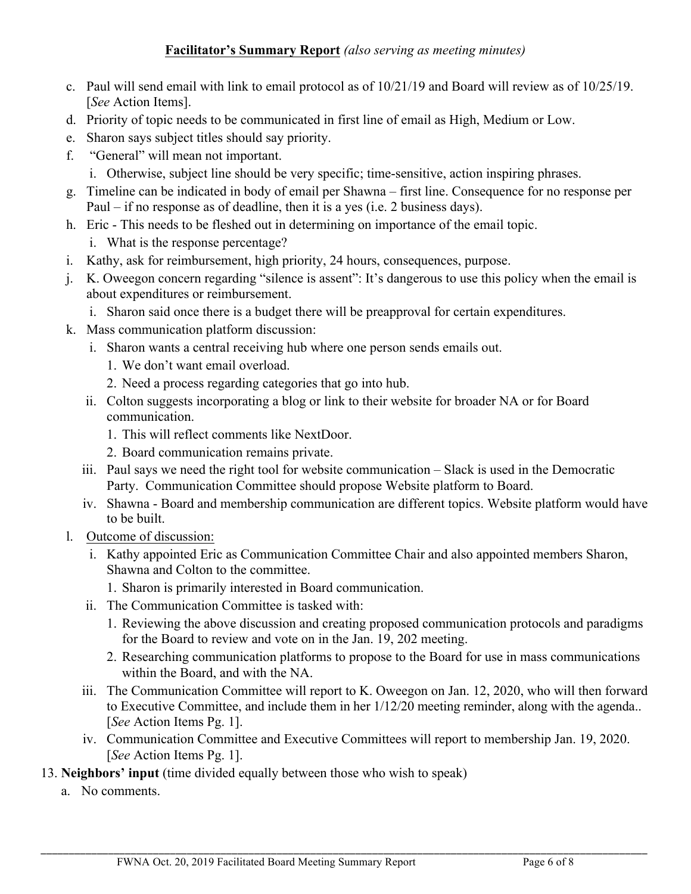**Facilitator's Summary Report** *(also serving as meeting minutes)*

c. Paul will send email with link to email protocol as of 10/21/19 and Board will review as of 10/25/19. [*See* Action Items].

d. Priority of topic needs to be communicated in first line of email as High, Medium or Low.

e. Sharon says subject titles should say priority.

f. "General" will mean not important.

   i. Otherwise, subject line should be very specific; time-sensitive, action inspiring phrases.

g. Timeline can be indicated in body of email per Shawna – first line. Consequence for no response per Paul – if no response as of deadline, then it is a yes (i.e. 2 business days).

h. Eric - This needs to be fleshed out in determining on importance of the email topic.

   i. What is the response percentage?

i. Kathy, ask for reimbursement, high priority, 24 hours, consequences, purpose.

j. K. Oweegon concern regarding "silence is assent": It's dangerous to use this policy when the email is about expenditures or reimbursement.

   i. Sharon said once there is a budget there will be preapproval for certain expenditures.

k. Mass communication platform discussion:

   i. Sharon wants a central receiving hub where one person sends emails out.

      1. We don't want email overload.
      2. Need a process regarding categories that go into hub.

   ii. Colton suggests incorporating a blog or link to their website for broader NA or for Board communication.

      1. This will reflect comments like NextDoor.
      2. Board communication remains private.

   iii. Paul says we need the right tool for website communication – Slack is used in the Democratic Party. Communication Committee should propose Website platform to Board.

   iv. Shawna - Board and membership communication are different topics. Website platform would have to be built.

l. Outcome of discussion:

   i. Kathy appointed Eric as Communication Committee Chair and also appointed members Sharon, Shawna and Colton to the committee.

      1. Sharon is primarily interested in Board communication.

   ii. The Communication Committee is tasked with:

      1. Reviewing the above discussion and creating proposed communication protocols and paradigms for the Board to review and vote on in the Jan. 19, 202 meeting.
      2. Researching communication platforms to propose to the Board for use in mass communications within the Board, and with the NA.

   iii. The Communication Committee will report to K. Oweegon on Jan. 12, 2020, who will then forward to Executive Committee, and include them in her 1/12/20 meeting reminder, along with the agenda.. [*See* Action Items Pg. 1].

   iv. Communication Committee and Executive Committees will report to membership Jan. 19, 2020. [*See* Action Items Pg. 1].

13. **Neighbors' input** (time divided equally between those who wish to speak)

   a. No comments.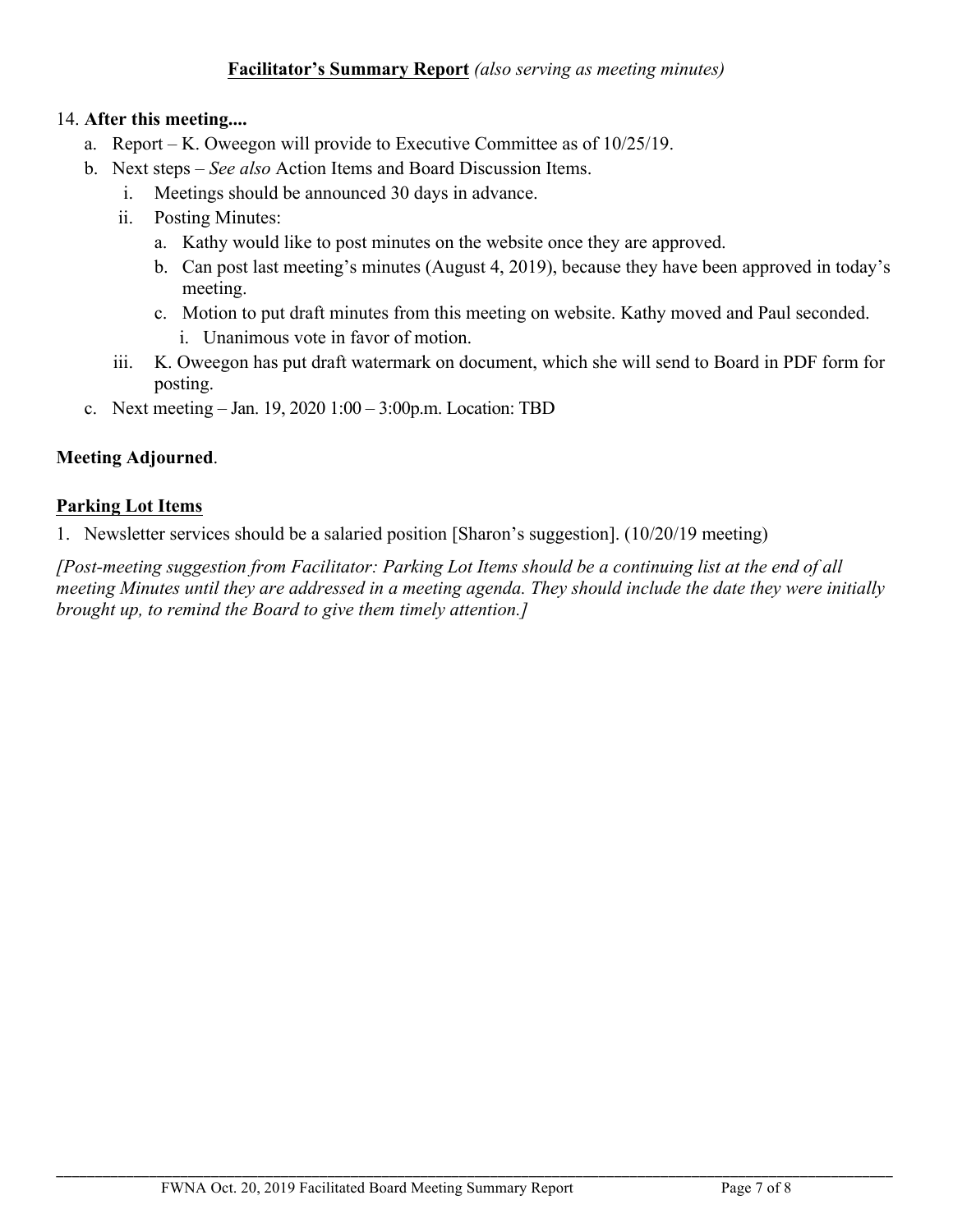**Facilitator's Summary Report** *(also serving as meeting minutes)*

14. **After this meeting....**
    a. Report – K. Oweegon will provide to Executive Committee as of 10/25/19.
    b. Next steps – *See also* Action Items and Board Discussion Items.
        i. Meetings should be announced 30 days in advance.
        ii. Posting Minutes:
            a. Kathy would like to post minutes on the website once they are approved.
            b. Can post last meeting's minutes (August 4, 2019), because they have been approved in today's meeting.
            c. Motion to put draft minutes from this meeting on website. Kathy moved and Paul seconded.
                i. Unanimous vote in favor of motion.
        iii. K. Oweegon has put draft watermark on document, which she will send to Board in PDF form for posting.
    c. Next meeting – Jan. 19, 2020 1:00 – 3:00p.m. Location: TBD

**Meeting Adjourned**.

## Parking Lot Items

1. Newsletter services should be a salaried position [Sharon's suggestion]. (10/20/19 meeting)

*[Post-meeting suggestion from Facilitator: Parking Lot Items should be a continuing list at the end of all meeting Minutes until they are addressed in a meeting agenda. They should include the date they were initially brought up, to remind the Board to give them timely attention.]*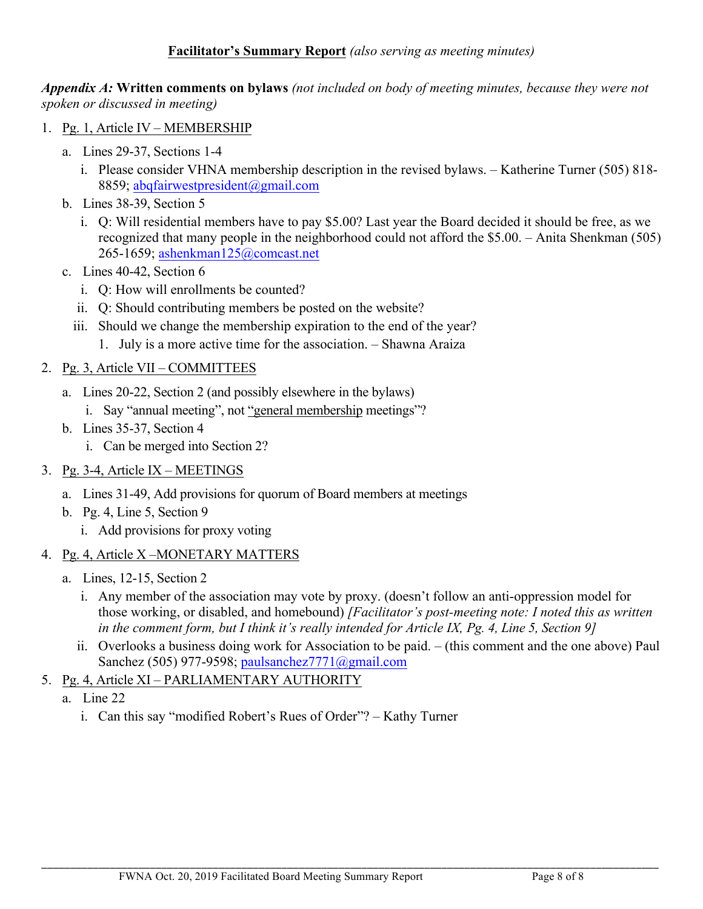**Facilitator's Summary Report** *(also serving as meeting minutes)*

***Appendix A:*** **Written comments on bylaws** *(not included on body of meeting minutes, because they were not spoken or discussed in meeting)*

1. Pg. 1, Article IV – MEMBERSHIP
   a. Lines 29-37, Sections 1-4
      i. Please consider VHNA membership description in the revised bylaws. – Katherine Turner (505) 818-8859; abqfairwestpresident@gmail.com
   b. Lines 38-39, Section 5
      i. Q: Will residential members have to pay $5.00? Last year the Board decided it should be free, as we recognized that many people in the neighborhood could not afford the $5.00. – Anita Shenkman (505) 265-1659; ashenkman125@comcast.net
   c. Lines 40-42, Section 6
      i. Q: How will enrollments be counted?
      ii. Q: Should contributing members be posted on the website?
      iii. Should we change the membership expiration to the end of the year?
         1. July is a more active time for the association. – Shawna Araiza
2. Pg. 3, Article VII – COMMITTEES
   a. Lines 20-22, Section 2 (and possibly elsewhere in the bylaws)
      i. Say "annual meeting", not "general membership meetings"?
   b. Lines 35-37, Section 4
      i. Can be merged into Section 2?
3. Pg. 3-4, Article IX – MEETINGS
   a. Lines 31-49, Add provisions for quorum of Board members at meetings
   b. Pg. 4, Line 5, Section 9
      i. Add provisions for proxy voting
4. Pg. 4, Article X –MONETARY MATTERS
   a. Lines, 12-15, Section 2
      i. Any member of the association may vote by proxy. (doesn't follow an anti-oppression model for those working, or disabled, and homebound) *[Facilitator's post-meeting note: I noted this as written in the comment form, but I think it's really intended for Article IX, Pg. 4, Line 5, Section 9]*
      ii. Overlooks a business doing work for Association to be paid. – (this comment and the one above) Paul Sanchez (505) 977-9598; paulsanchez7771@gmail.com
5. Pg. 4, Article XI – PARLIAMENTARY AUTHORITY
   a. Line 22
      i. Can this say "modified Robert's Rues of Order"? – Kathy Turner